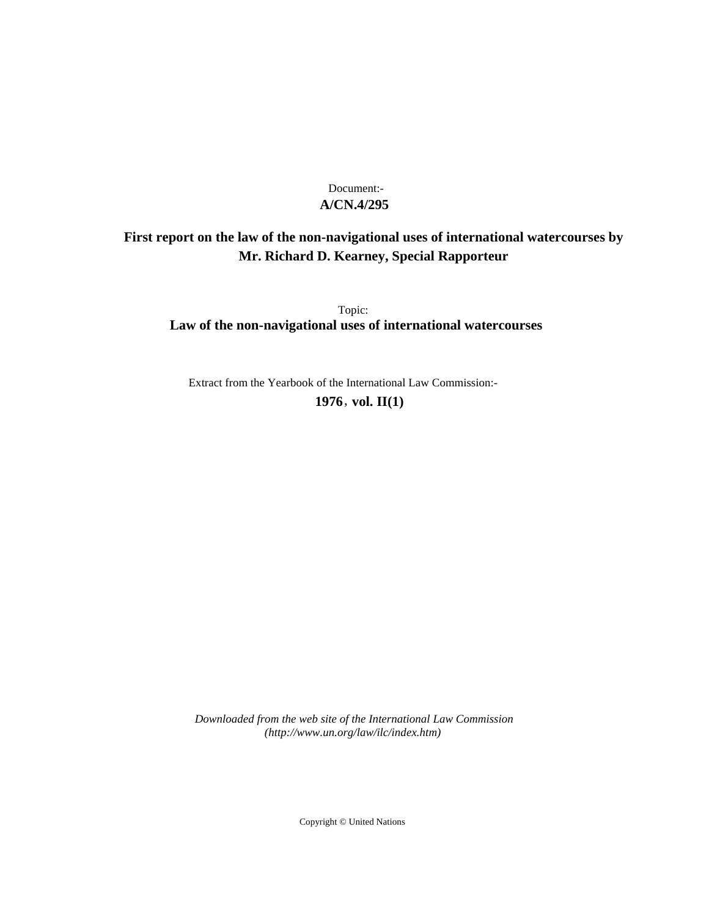Document:-
**A/CN.4/295**

# First report on the law of the non-navigational uses of international watercourses by Mr. Richard D. Kearney, Special Rapporteur

Topic:
**Law of the non-navigational uses of international watercourses**

Extract from the Yearbook of the International Law Commission:-
**1976, vol. II(1)**

*Downloaded from the web site of the International Law Commission (http://www.un.org/law/ilc/index.htm)*

Copyright © United Nations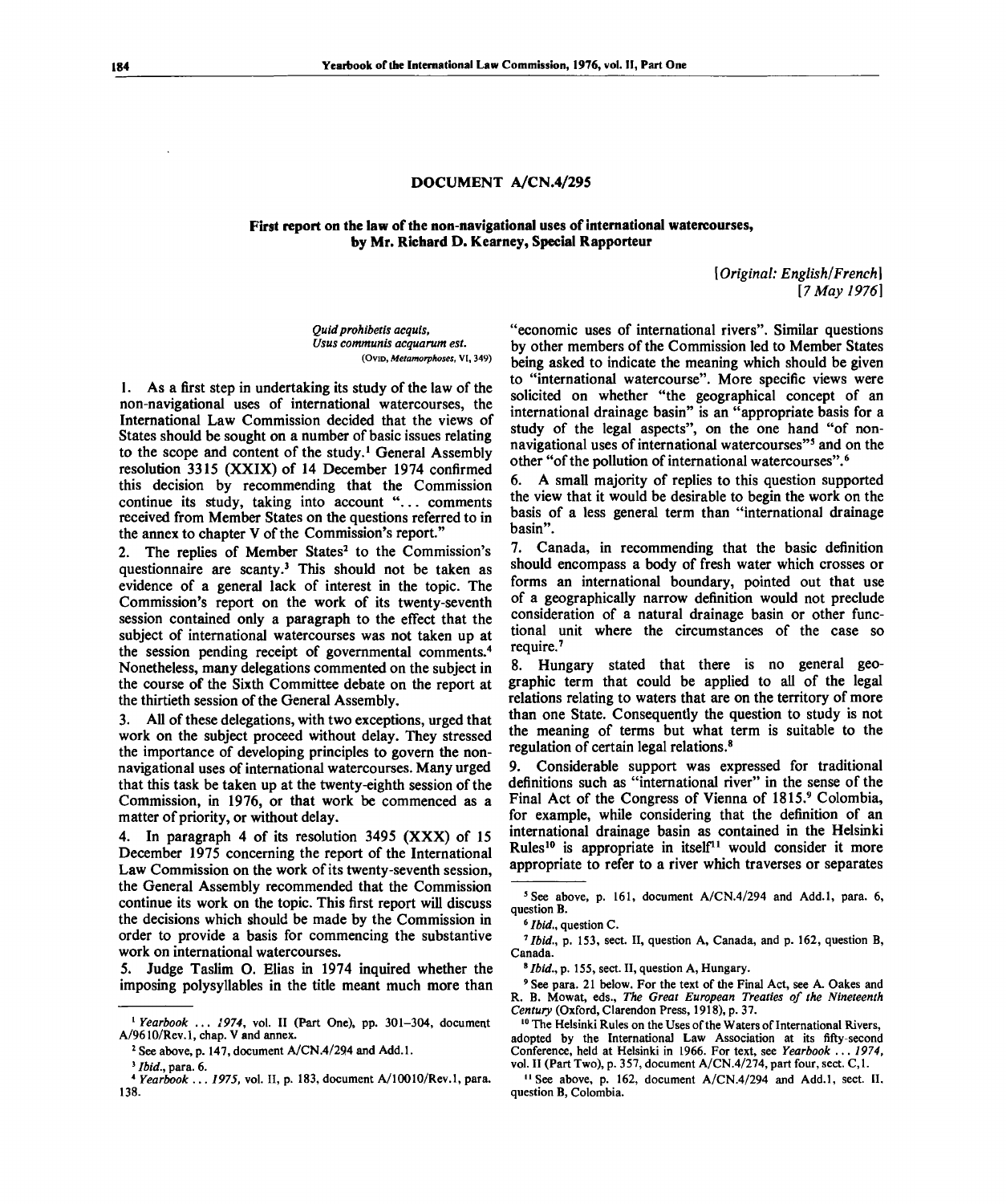## DOCUMENT A/CN.4/295

### First report on the law of the non-navigational uses of international watercourses, by Mr. Richard D. Kearney, Special Rapporteur

*[Original: English/French]*
*[7 May 1976]*

*Quid prohibetis acquis,*
*Usus communis acquarum est.*
(Ovid, *Metamorphoses*, VI, 349)

1. As a first step in undertaking its study of the law of the non-navigational uses of international watercourses, the International Law Commission decided that the views of States should be sought on a number of basic issues relating to the scope and content of the study.[1] General Assembly resolution 3315 (XXIX) of 14 December 1974 confirmed this decision by recommending that the Commission continue its study, taking into account "... comments received from Member States on the questions referred to in the annex to chapter V of the Commission's report."

2. The replies of Member States[2] to the Commission's questionnaire are scanty.[3] This should not be taken as evidence of a general lack of interest in the topic. The Commission's report on the work of its twenty-seventh session contained only a paragraph to the effect that the subject of international watercourses was not taken up at the session pending receipt of governmental comments.[4] Nonetheless, many delegations commented on the subject in the course of the Sixth Committee debate on the report at the thirtieth session of the General Assembly.

3. All of these delegations, with two exceptions, urged that work on the subject proceed without delay. They stressed the importance of developing principles to govern the non-navigational uses of international watercourses. Many urged that this task be taken up at the twenty-eighth session of the Commission, in 1976, or that work be commenced as a matter of priority, or without delay.

4. In paragraph 4 of its resolution 3495 (XXX) of 15 December 1975 concerning the report of the International Law Commission on the work of its twenty-seventh session, the General Assembly recommended that the Commission continue its work on the topic. This first report will discuss the decisions which should be made by the Commission in order to provide a basis for commencing the substantive work on international watercourses.

5. Judge Taslim O. Elias in 1974 inquired whether the imposing polysyllables in the title meant much more than "economic uses of international rivers". Similar questions by other members of the Commission led to Member States being asked to indicate the meaning which should be given to "international watercourse". More specific views were solicited on whether "the geographical concept of an international drainage basin" is an "appropriate basis for a study of the legal aspects", on the one hand "of non-navigational uses of international watercourses"[5] and on the other "of the pollution of international watercourses".[6]

6. A small majority of replies to this question supported the view that it would be desirable to begin the work on the basis of a less general term than "international drainage basin".

7. Canada, in recommending that the basic definition should encompass a body of fresh water which crosses or forms an international boundary, pointed out that use of a geographically narrow definition would not preclude consideration of a natural drainage basin or other functional unit where the circumstances of the case so require.[7]

8. Hungary stated that there is no general geographic term that could be applied to all of the legal relations relating to waters that are on the territory of more than one State. Consequently the question to study is not the meaning of terms but what term is suitable to the regulation of certain legal relations.[8]

9. Considerable support was expressed for traditional definitions such as "international river" in the sense of the Final Act of the Congress of Vienna of 1815.[9] Colombia, for example, while considering that the definition of an international drainage basin as contained in the Helsinki Rules[10] is appropriate in itself[11] would consider it more appropriate to refer to a river which traverses or separates

---

[1] *Yearbook ... 1974*, vol. II (Part One), pp. 301–304, document A/9610/Rev.1, chap. V and annex.

[2] See above, p. 147, document A/CN.4/294 and Add.1.

[3] *Ibid.*, para. 6.

[4] *Yearbook ... 1975*, vol. II, p. 183, document A/10010/Rev.1, para. 138.

[5] See above, p. 161, document A/CN.4/294 and Add.1, para. 6, question B.

[6] *Ibid.*, question C.

[7] *Ibid.*, p. 153, sect. II, question A, Canada, and p. 162, question B, Canada.

[8] *Ibid.*, p. 155, sect. II, question A, Hungary.

[9] See para. 21 below. For the text of the Final Act, see A. Oakes and R. B. Mowat, eds., *The Great European Treaties of the Nineteenth Century* (Oxford, Clarendon Press, 1918), p. 37.

[10] The Helsinki Rules on the Uses of the Waters of International Rivers, adopted by the International Law Association at its fifty-second Conference, held at Helsinki in 1966. For text, see *Yearbook ... 1974*, vol. II (Part Two), p. 357, document A/CN.4/274, part four, sect. C, 1.

[11] See above, p. 162, document A/CN.4/294 and Add.1, sect. II, question B, Colombia.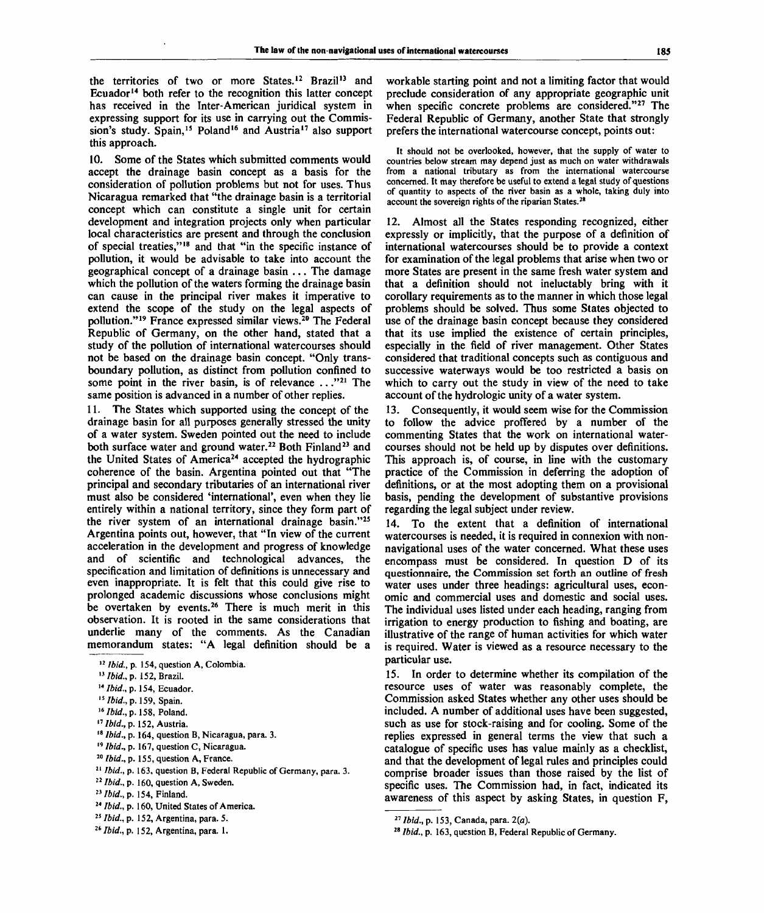the territories of two or more States.[12] Brazil[13] and Ecuador[14] both refer to the recognition this latter concept has received in the Inter-American juridical system in expressing support for its use in carrying out the Commission's study. Spain,[15] Poland[16] and Austria[17] also support this approach.

10. Some of the States which submitted comments would accept the drainage basin concept as a basis for the consideration of pollution problems but not for uses. Thus Nicaragua remarked that "the drainage basin is a territorial concept which can constitute a single unit for certain development and integration projects only when particular local characteristics are present and through the conclusion of special treaties,"[18] and that "in the specific instance of pollution, it would be advisable to take into account the geographical concept of a drainage basin ... The damage which the pollution of the waters forming the drainage basin can cause in the principal river makes it imperative to extend the scope of the study on the legal aspects of pollution."[19] France expressed similar views.[20] The Federal Republic of Germany, on the other hand, stated that a study of the pollution of international watercourses should not be based on the drainage basin concept. "Only transboundary pollution, as distinct from pollution confined to some point in the river basin, is of relevance ..."[21] The same position is advanced in a number of other replies.

11. The States which supported using the concept of the drainage basin for all purposes generally stressed the unity of a water system. Sweden pointed out the need to include both surface water and ground water.[22] Both Finland[23] and the United States of America[24] accepted the hydrographic coherence of the basin. Argentina pointed out that "The principal and secondary tributaries of an international river must also be considered 'international', even when they lie entirely within a national territory, since they form part of the river system of an international drainage basin."[25] Argentina points out, however, that "In view of the current acceleration in the development and progress of knowledge and of scientific and technological advances, the specification and limitation of definitions is unnecessary and even inappropriate. It is felt that this could give rise to prolonged academic discussions whose conclusions might be overtaken by events.[26] There is much merit in this observation. It is rooted in the same considerations that underlie many of the comments. As the Canadian memorandum states: "A legal definition should be a workable starting point and not a limiting factor that would preclude consideration of any appropriate geographic unit when specific concrete problems are considered."[27] The Federal Republic of Germany, another State that strongly prefers the international watercourse concept, points out:

> It should not be overlooked, however, that the supply of water to countries below stream may depend just as much on water withdrawals from a national tributary as from the international watercourse concerned. It may therefore be useful to extend a legal study of questions of quantity to aspects of the river basin as a whole, taking duly into account the sovereign rights of the riparian States.[28]

12. Almost all the States responding recognized, either expressly or implicitly, that the purpose of a definition of international watercourses should be to provide a context for examination of the legal problems that arise when two or more States are present in the same fresh water system and that a definition should not ineluctably bring with it corollary requirements as to the manner in which those legal problems should be solved. Thus some States objected to use of the drainage basin concept because they considered that its use implied the existence of certain principles, especially in the field of river management. Other States considered that traditional concepts such as contiguous and successive waterways would be too restricted a basis on which to carry out the study in view of the need to take account of the hydrologic unity of a water system.

13. Consequently, it would seem wise for the Commission to follow the advice proffered by a number of the commenting States that the work on international watercourses should not be held up by disputes over definitions. This approach is, of course, in line with the customary practice of the Commission in deferring the adoption of definitions, or at the most adopting them on a provisional basis, pending the development of substantive provisions regarding the legal subject under review.

14. To the extent that a definition of international watercourses is needed, it is required in connexion with non-navigational uses of the water concerned. What these uses encompass must be considered. In question D of its questionnaire, the Commission set forth an outline of fresh water uses under three headings: agricultural uses, economic and commercial uses and domestic and social uses. The individual uses listed under each heading, ranging from irrigation to energy production to fishing and boating, are illustrative of the range of human activities for which water is required. Water is viewed as a resource necessary to the particular use.

15. In order to determine whether its compilation of the resource uses of water was reasonably complete, the Commission asked States whether any other uses should be included. A number of additional uses have been suggested, such as use for stock-raising and for cooling. Some of the replies expressed in general terms the view that such a catalogue of specific uses has value mainly as a checklist, and that the development of legal rules and principles could comprise broader issues than those raised by the list of specific uses. The Commission had, in fact, indicated its awareness of this aspect by asking States, in question F,

---

[12] *Ibid.*, p. 154, question A, Colombia.

[13] *Ibid.*, p. 152, Brazil.

[14] *Ibid.*, p. 154, Ecuador.

[15] *Ibid.*, p. 159, Spain.

[16] *Ibid.*, p. 158, Poland.

[17] *Ibid.*, p. 152, Austria.

[18] *Ibid.*, p. 164, question B, Nicaragua, para. 3.

[19] *Ibid.*, p. 167, question C, Nicaragua.

[20] *Ibid.*, p. 155, question A, France.

[21] *Ibid.*, p. 163, question B, Federal Republic of Germany, para. 3.

[22] *Ibid.*, p. 160, question A, Sweden.

[23] *Ibid.*, p. 154, Finland.

[24] *Ibid.*, p. 160, United States of America.

[25] *Ibid.*, p. 152, Argentina, para. 5.

[26] *Ibid.*, p. 152, Argentina, para. 1.

[27] *Ibid.*, p. 153, Canada, para. 2(*a*).

[28] *Ibid.*, p. 163, question B, Federal Republic of Germany.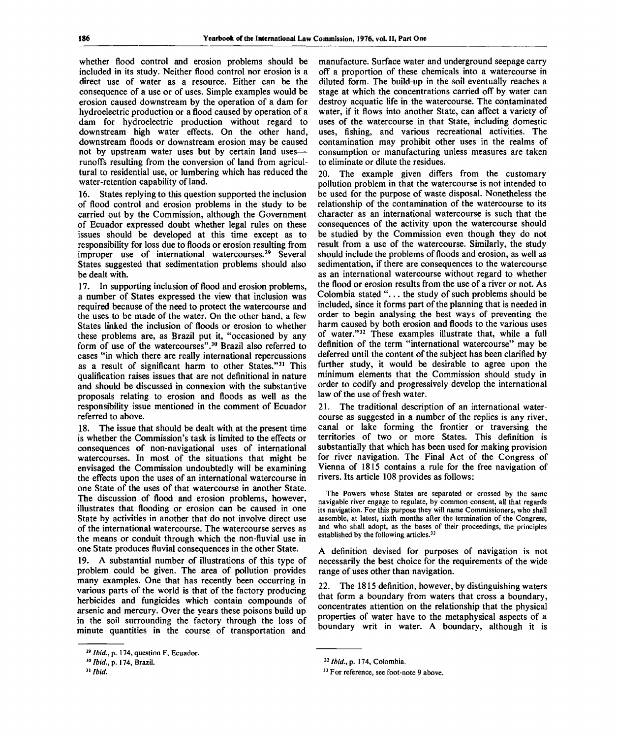whether flood control and erosion problems should be included in its study. Neither flood control nor erosion is a direct use of water as a resource. Either can be the consequence of a use or of uses. Simple examples would be erosion caused downstream by the operation of a dam for hydroelectric production or a flood caused by operation of a dam for hydroelectric production without regard to downstream high water effects. On the other hand, downstream floods or downstream erosion may be caused not by upstream water uses but by certain land uses—runoffs resulting from the conversion of land from agricultural to residential use, or lumbering which has reduced the water-retention capability of land.

16. States replying to this question supported the inclusion of flood control and erosion problems in the study to be carried out by the Commission, although the Government of Ecuador expressed doubt whether legal rules on these issues should be developed at this time except as to responsibility for loss due to floods or erosion resulting from improper use of international watercourses.[29] Several States suggested that sedimentation problems should also be dealt with.

17. In supporting inclusion of flood and erosion problems, a number of States expressed the view that inclusion was required because of the need to protect the watercourse and the uses to be made of the water. On the other hand, a few States linked the inclusion of floods or erosion to whether these problems are, as Brazil put it, "occasioned by any form of use of the watercourses".[30] Brazil also referred to cases "in which there are really international repercussions as a result of significant harm to other States."[31] This qualification raises issues that are not definitional in nature and should be discussed in connexion with the substantive proposals relating to erosion and floods as well as the responsibility issue mentioned in the comment of Ecuador referred to above.

18. The issue that should be dealt with at the present time is whether the Commission's task is limited to the effects or consequences of non-navigational uses of international watercourses. In most of the situations that might be envisaged the Commission undoubtedly will be examining the effects upon the uses of an international watercourse in one State of the uses of that watercourse in another State. The discussion of flood and erosion problems, however, illustrates that flooding or erosion can be caused in one State by activities in another that do not involve direct use of the international watercourse. The watercourse serves as the means or conduit through which the non-fluvial use in one State produces fluvial consequences in the other State.

19. A substantial number of illustrations of this type of problem could be given. The area of pollution provides many examples. One that has recently been occurring in various parts of the world is that of the factory producing herbicides and fungicides which contain compounds of arsenic and mercury. Over the years these poisons build up in the soil surrounding the factory through the loss of minute quantities in the course of transportation and manufacture. Surface water and underground seepage carry off a proportion of these chemicals into a watercourse in diluted form. The build-up in the soil eventually reaches a stage at which the concentrations carried off by water can destroy acquatic life in the watercourse. The contaminated water, if it flows into another State, can affect a variety of uses of the watercourse in that State, including domestic uses, fishing, and various recreational activities. The contamination may prohibit other uses in the realms of consumption or manufacturing unless measures are taken to eliminate or dilute the residues.

20. The example given differs from the customary pollution problem in that the watercourse is not intended to be used for the purpose of waste disposal. Nonetheless the relationship of the contamination of the watercourse to its character as an international watercourse is such that the consequences of the activity upon the watercourse should be studied by the Commission even though they do not result from a use of the watercourse. Similarly, the study should include the problems of floods and erosion, as well as sedimentation, if there are consequences to the watercourse as an international watercourse without regard to whether the flood or erosion results from the use of a river or not. As Colombia stated "... the study of such problems should be included, since it forms part of the planning that is needed in order to begin analysing the best ways of preventing the harm caused by both erosion and floods to the various uses of water."[32] These examples illustrate that, while a full definition of the term "international watercourse" may be deferred until the content of the subject has been clarified by further study, it would be desirable to agree upon the minimum elements that the Commission should study in order to codify and progressively develop the international law of the use of fresh water.

21. The traditional description of an international watercourse as suggested in a number of the replies is any river, canal or lake forming the frontier or traversing the territories of two or more States. This definition is substantially that which has been used for making provision for river navigation. The Final Act of the Congress of Vienna of 1815 contains a rule for the free navigation of rivers. Its article 108 provides as follows:

> The Powers whose States are separated or crossed by the same navigable river engage to regulate, by common consent, all that regards its navigation. For this purpose they will name Commissioners, who shall assemble, at latest, sixth months after the termination of the Congress, and who shall adopt, as the bases of their proceedings, the principles established by the following articles.[33]

A definition devised for purposes of navigation is not necessarily the best choice for the requirements of the wide range of uses other than navigation.

22. The 1815 definition, however, by distinguishing waters that form a boundary from waters that cross a boundary, concentrates attention on the relationship that the physical properties of water have to the metaphysical aspects of a boundary writ in water. A boundary, although it is

---

[29] *Ibid.*, p. 174, question F, Ecuador.

[30] *Ibid.*, p. 174, Brazil.

[31] *Ibid.*

[32] *Ibid.*, p. 174, Colombia.

[33] For reference, see foot-note 9 above.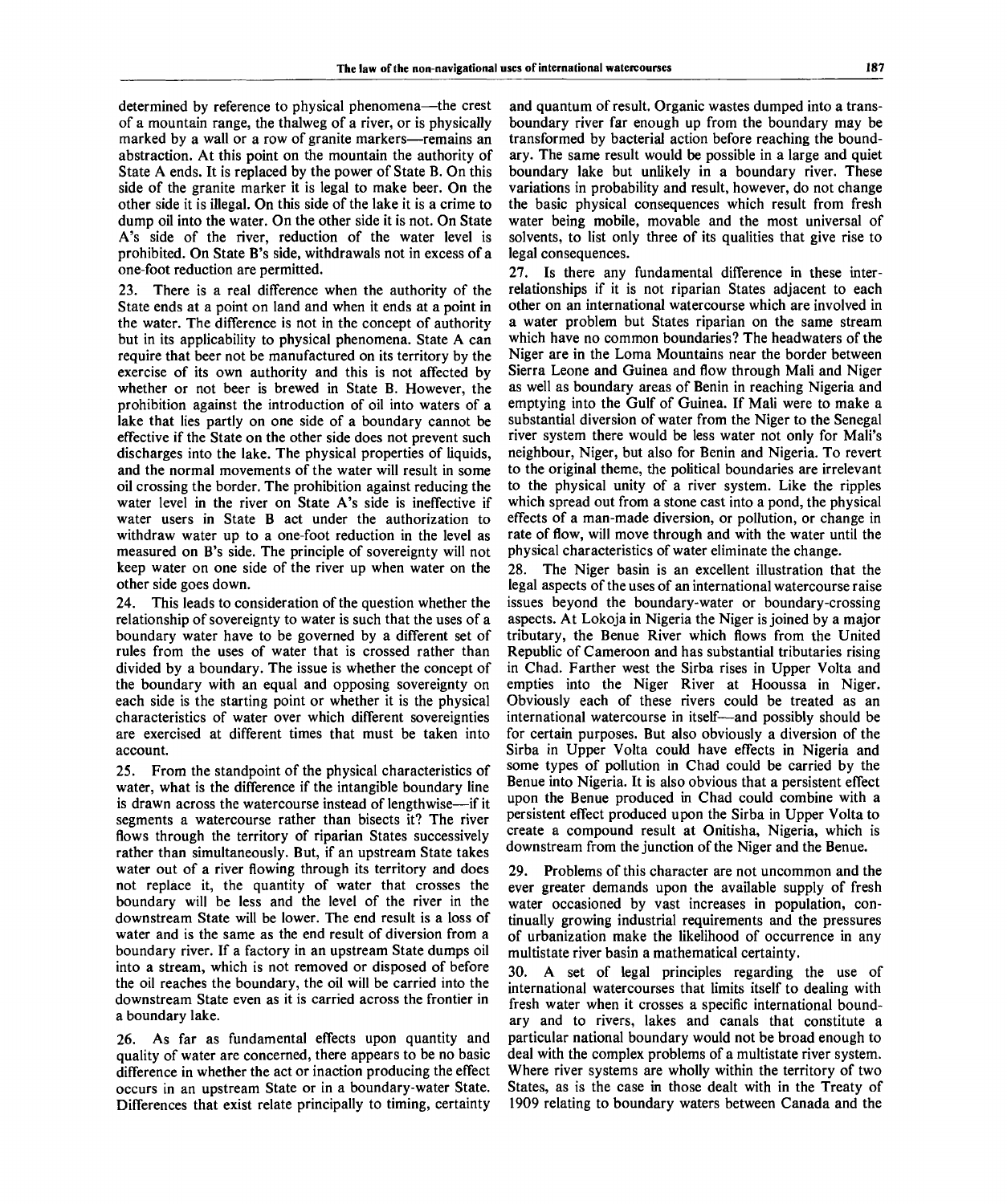determined by reference to physical phenomena—the crest of a mountain range, the thalweg of a river, or is physically marked by a wall or a row of granite markers—remains an abstraction. At this point on the mountain the authority of State A ends. It is replaced by the power of State B. On this side of the granite marker it is legal to make beer. On the other side it is illegal. On this side of the lake it is a crime to dump oil into the water. On the other side it is not. On State A's side of the river, reduction of the water level is prohibited. On State B's side, withdrawals not in excess of a one-foot reduction are permitted.

23. There is a real difference when the authority of the State ends at a point on land and when it ends at a point in the water. The difference is not in the concept of authority but in its applicability to physical phenomena. State A can require that beer not be manufactured on its territory by the exercise of its own authority and this is not affected by whether or not beer is brewed in State B. However, the prohibition against the introduction of oil into waters of a lake that lies partly on one side of a boundary cannot be effective if the State on the other side does not prevent such discharges into the lake. The physical properties of liquids, and the normal movements of the water will result in some oil crossing the border. The prohibition against reducing the water level in the river on State A's side is ineffective if water users in State B act under the authorization to withdraw water up to a one-foot reduction in the level as measured on B's side. The principle of sovereignty will not keep water on one side of the river up when water on the other side goes down.

24. This leads to consideration of the question whether the relationship of sovereignty to water is such that the uses of a boundary water have to be governed by a different set of rules from the uses of water that is crossed rather than divided by a boundary. The issue is whether the concept of the boundary with an equal and opposing sovereignty on each side is the starting point or whether it is the physical characteristics of water over which different sovereignties are exercised at different times that must be taken into account.

25. From the standpoint of the physical characteristics of water, what is the difference if the intangible boundary line is drawn across the watercourse instead of lengthwise—if it segments a watercourse rather than bisects it? The river flows through the territory of riparian States successively rather than simultaneously. But, if an upstream State takes water out of a river flowing through its territory and does not replace it, the quantity of water that crosses the boundary will be less and the level of the river in the downstream State will be lower. The end result is a loss of water and is the same as the end result of diversion from a boundary river. If a factory in an upstream State dumps oil into a stream, which is not removed or disposed of before the oil reaches the boundary, the oil will be carried into the downstream State even as it is carried across the frontier in a boundary lake.

26. As far as fundamental effects upon quantity and quality of water are concerned, there appears to be no basic difference in whether the act or inaction producing the effect occurs in an upstream State or in a boundary-water State. Differences that exist relate principally to timing, certainty and quantum of result. Organic wastes dumped into a transboundary river far enough up from the boundary may be transformed by bacterial action before reaching the boundary. The same result would be possible in a large and quiet boundary lake but unlikely in a boundary river. These variations in probability and result, however, do not change the basic physical consequences which result from fresh water being mobile, movable and the most universal of solvents, to list only three of its qualities that give rise to legal consequences.

27. Is there any fundamental difference in these interrelationships if it is not riparian States adjacent to each other on an international watercourse which are involved in a water problem but States riparian on the same stream which have no common boundaries? The headwaters of the Niger are in the Loma Mountains near the border between Sierra Leone and Guinea and flow through Mali and Niger as well as boundary areas of Benin in reaching Nigeria and emptying into the Gulf of Guinea. If Mali were to make a substantial diversion of water from the Niger to the Senegal river system there would be less water not only for Mali's neighbour, Niger, but also for Benin and Nigeria. To revert to the original theme, the political boundaries are irrelevant to the physical unity of a river system. Like the ripples which spread out from a stone cast into a pond, the physical effects of a man-made diversion, or pollution, or change in rate of flow, will move through and with the water until the physical characteristics of water eliminate the change.

28. The Niger basin is an excellent illustration that the legal aspects of the uses of an international watercourse raise issues beyond the boundary-water or boundary-crossing aspects. At Lokoja in Nigeria the Niger is joined by a major tributary, the Benue River which flows from the United Republic of Cameroon and has substantial tributaries rising in Chad. Farther west the Sirba rises in Upper Volta and empties into the Niger River at Hooussa in Niger. Obviously each of these rivers could be treated as an international watercourse in itself—and possibly should be for certain purposes. But also obviously a diversion of the Sirba in Upper Volta could have effects in Nigeria and some types of pollution in Chad could be carried by the Benue into Nigeria. It is also obvious that a persistent effect upon the Benue produced in Chad could combine with a persistent effect produced upon the Sirba in Upper Volta to create a compound result at Onitisha, Nigeria, which is downstream from the junction of the Niger and the Benue.

29. Problems of this character are not uncommon and the ever greater demands upon the available supply of fresh water occasioned by vast increases in population, continually growing industrial requirements and the pressures of urbanization make the likelihood of occurrence in any multistate river basin a mathematical certainty.

30. A set of legal principles regarding the use of international watercourses that limits itself to dealing with fresh water when it crosses a specific international boundary and to rivers, lakes and canals that constitute a particular national boundary would not be broad enough to deal with the complex problems of a multistate river system. Where river systems are wholly within the territory of two States, as is the case in those dealt with in the Treaty of 1909 relating to boundary waters between Canada and the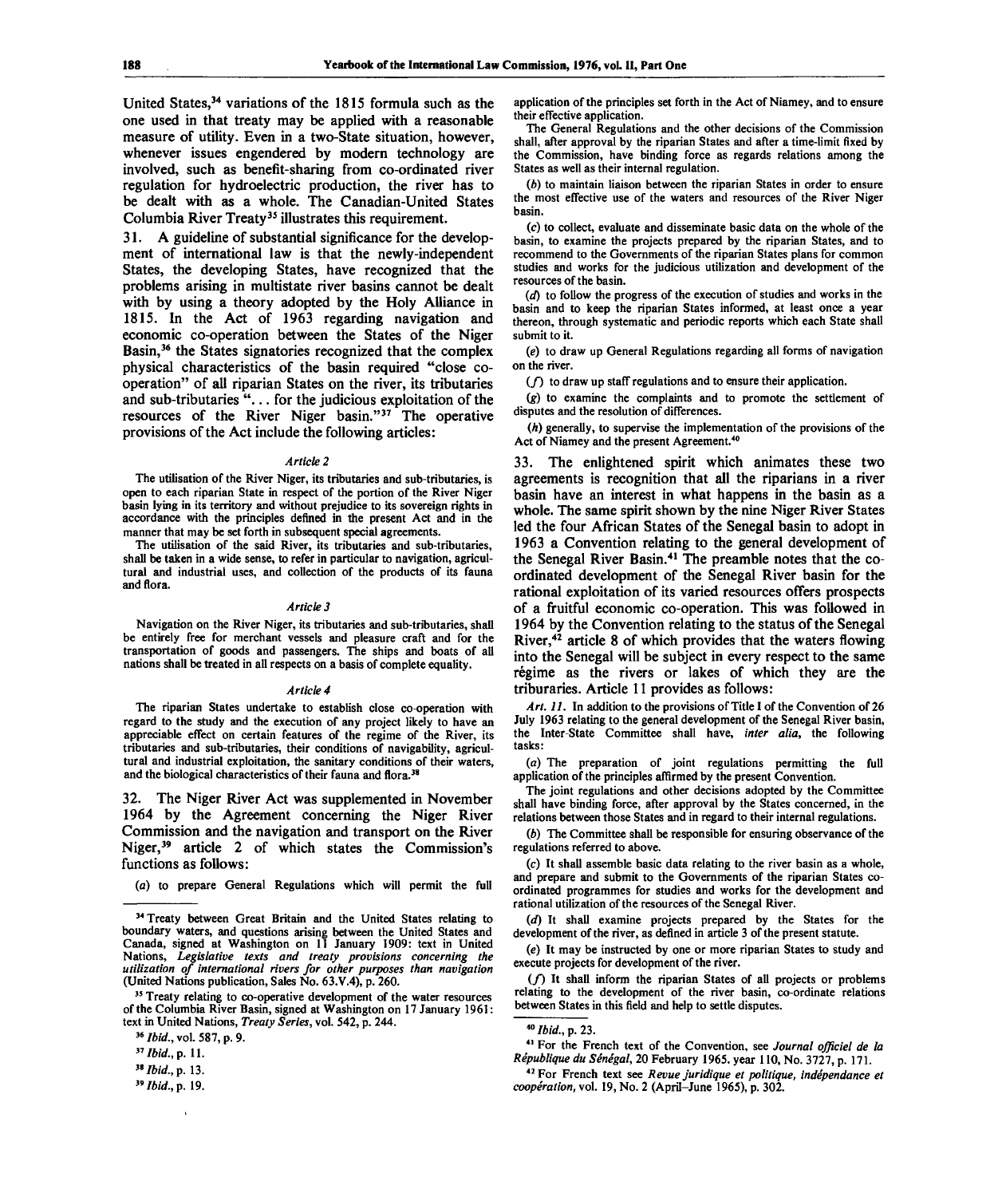United States,[34] variations of the 1815 formula such as the one used in that treaty may be applied with a reasonable measure of utility. Even in a two-State situation, however, whenever issues engendered by modern technology are involved, such as benefit-sharing from co-ordinated river regulation for hydroelectric production, the river has to be dealt with as a whole. The Canadian-United States Columbia River Treaty[35] illustrates this requirement.

31. A guideline of substantial significance for the development of international law is that the newly-independent States, the developing States, have recognized that the problems arising in multistate river basins cannot be dealt with by using a theory adopted by the Holy Alliance in 1815. In the Act of 1963 regarding navigation and economic co-operation between the States of the Niger Basin,[36] the States signatories recognized that the complex physical characteristics of the basin required "close co-operation" of all riparian States on the river, its tributaries and sub-tributaries "... for the judicious exploitation of the resources of the River Niger basin."[37] The operative provisions of the Act include the following articles:

*Article 2*

The utilisation of the River Niger, its tributaries and sub-tributaries, is open to each riparian State in respect of the portion of the River Niger basin lying in its territory and without prejudice to its sovereign rights in accordance with the principles defined in the present Act and in the manner that may be set forth in subsequent special agreements.

The utilisation of the said River, its tributaries and sub-tributaries, shall be taken in a wide sense, to refer in particular to navigation, agricultural and industrial uses, and collection of the products of its fauna and flora.

*Article 3*

Navigation on the River Niger, its tributaries and sub-tributaries, shall be entirely free for merchant vessels and pleasure craft and for the transportation of goods and passengers. The ships and boats of all nations shall be treated in all respects on a basis of complete equality.

*Article 4*

The riparian States undertake to establish close co-operation with regard to the study and the execution of any project likely to have an appreciable effect on certain features of the regime of the River, its tributaries and sub-tributaries, their conditions of navigability, agricultural and industrial exploitation, the sanitary conditions of their waters, and the biological characteristics of their fauna and flora.[38]

32. The Niger River Act was supplemented in November 1964 by the Agreement concerning the Niger River Commission and the navigation and transport on the River Niger,[39] article 2 of which states the Commission's functions as follows:

(*a*) to prepare General Regulations which will permit the full application of the principles set forth in the Act of Niamey, and to ensure their effective application.

The General Regulations and the other decisions of the Commission shall, after approval by the riparian States and after a time-limit fixed by the Commission, have binding force as regards relations among the States as well as their internal regulation.

(*b*) to maintain liaison between the riparian States in order to ensure the most effective use of the waters and resources of the River Niger basin.

(*c*) to collect, evaluate and disseminate basic data on the whole of the basin, to examine the projects prepared by the riparian States, and to recommend to the Governments of the riparian States plans for common studies and works for the judicious utilization and development of the resources of the basin.

(*d*) to follow the progress of the execution of studies and works in the basin and to keep the riparian States informed, at least once a year thereon, through systematic and periodic reports which each State shall submit to it.

(*e*) to draw up General Regulations regarding all forms of navigation on the river.

(*f*) to draw up staff regulations and to ensure their application.

(*g*) to examine the complaints and to promote the settlement of disputes and the resolution of differences.

(*h*) generally, to supervise the implementation of the provisions of the Act of Niamey and the present Agreement.[40]

33. The enlightened spirit which animates these two agreements is recognition that all the riparians in a river basin have an interest in what happens in the basin as a whole. The same spirit shown by the nine Niger River States led the four African States of the Senegal basin to adopt in 1963 a Convention relating to the general development of the Senegal River Basin.[41] The preamble notes that the co-ordinated development of the Senegal River basin for the rational exploitation of its varied resources offers prospects of a fruitful economic co-operation. This was followed in 1964 by the Convention relating to the status of the Senegal River,[42] article 8 of which provides that the waters flowing into the Senegal will be subject in every respect to the same régime as the rivers or lakes of which they are the triburaries. Article 11 provides as follows:

*Art. 11.* In addition to the provisions of Title I of the Convention of 26 July 1963 relating to the general development of the Senegal River basin, the Inter-State Committee shall have, *inter alia*, the following tasks:

(*a*) The preparation of joint regulations permitting the full application of the principles affirmed by the present Convention.

The joint regulations and other decisions adopted by the Committee shall have binding force, after approval by the States concerned, in the relations between those States and in regard to their internal regulations.

(*b*) The Committee shall be responsible for ensuring observance of the regulations referred to above.

(*c*) It shall assemble basic data relating to the river basin as a whole, and prepare and submit to the Governments of the riparian States co-ordinated programmes for studies and works for the development and rational utilization of the resources of the Senegal River.

(*d*) It shall examine projects prepared by the States for the development of the river, as defined in article 3 of the present statute.

(*e*) It may be instructed by one or more riparian States to study and execute projects for development of the river.

(*f*) It shall inform the riparian States of all projects or problems relating to the development of the river basin, co-ordinate relations between States in this field and help to settle disputes.

---

[34] Treaty between Great Britain and the United States relating to boundary waters, and questions arising between the United States and Canada, signed at Washington on 11 January 1909: text in United Nations, *Legislative texts and treaty provisions concerning the utilization of international rivers for other purposes than navigation* (United Nations publication, Sales No. 63.V.4), p. 260.

[35] Treaty relating to co-operative development of the water resources of the Columbia River Basin, signed at Washington on 17 January 1961: text in United Nations, *Treaty Series*, vol. 542, p. 244.

[36] *Ibid.*, vol. 587, p. 9.

[37] *Ibid.*, p. 11.

[38] *Ibid.*, p. 13.

[39] *Ibid.*, p. 19.

[40] *Ibid.*, p. 23.

[41] For the French text of the Convention, see *Journal officiel de la République du Sénégal*, 20 February 1965. year 110, No. 3727, p. 171.

[42] For French text see *Revue juridique et politique, indépendance et coopération*, vol. 19, No. 2 (April–June 1965), p. 302.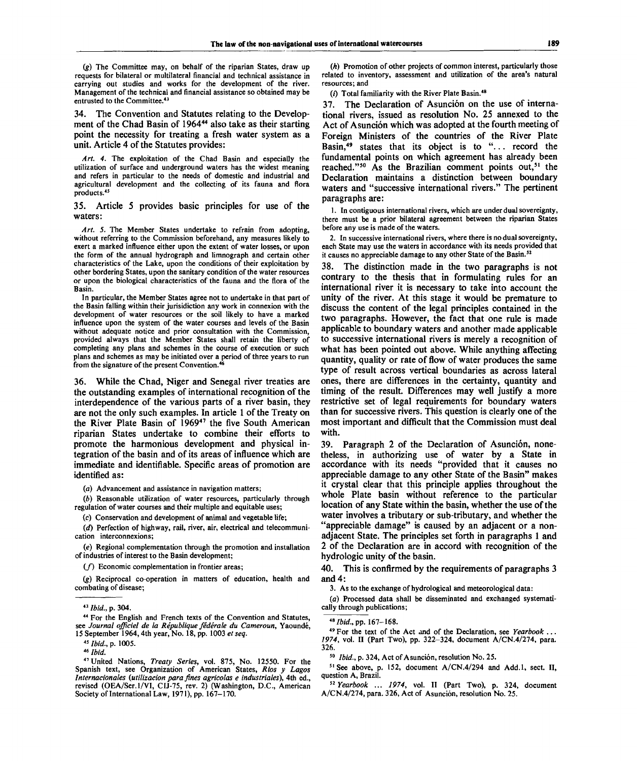(*g*) The Committee may, on behalf of the riparian States, draw up requests for bilateral or multilateral financial and technical assistance in carrying out studies and works for the development of the river. Management of the technical and financial assistance so obtained may be entrusted to the Committee.[43]

34. The Convention and Statutes relating to the Development of the Chad Basin of 1964[44] also take as their starting point the necessity for treating a fresh water system as a unit. Article 4 of the Statutes provides:

*Art. 4.* The exploitation of the Chad Basin and especially the utilization of surface and underground waters has the widest meaning and refers in particular to the needs of domestic and industrial and agricultural development and the collecting of its fauna and flora products.[45]

35. Article 5 provides basic principles for use of the waters:

*Art. 5.* The Member States undertake to refrain from adopting, without referring to the Commission beforehand, any measures likely to exert a marked influence either upon the extent of water losses, or upon the form of the annual hydrograph and limnograph and certain other characteristics of the Lake, upon the conditions of their exploitation by other bordering States, upon the sanitary condition of the water resources or upon the biological characteristics of the fauna and the flora of the Basin.

In particular, the Member States agree not to undertake in that part of the Basin falling within their jurisdiction any work in connexion with the development of water resources or the soil likely to have a marked influence upon the system of the water courses and levels of the Basin without adequate notice and prior consultation with the Commission, provided always that the Member States shall retain the liberty of completing any plans and schemes in the course of execution or such plans and schemes as may be initiated over a period of three years to run from the signature of the present Convention.[46]

36. While the Chad, Niger and Senegal river treaties are the outstanding examples of international recognition of the interdependence of the various parts of a river basin, they are not the only such examples. In article 1 of the Treaty on the River Plate Basin of 1969[47] the five South American riparian States undertake to combine their efforts to promote the harmonious development and physical integration of the basin and of its areas of influence which are immediate and identifiable. Specific areas of promotion are identified as:

(*a*) Advancement and assistance in navigation matters;

(*b*) Reasonable utilization of water resources, particularly through regulation of water courses and their multiple and equitable uses;

(*c*) Conservation and development of animal and vegetable life;

(*d*) Perfection of highway, rail, river, air, electrical and telecommunication interconnexions;

(*e*) Regional complementation through the promotion and installation of industries of interest to the Basin development;

(*f*) Economic complementation in frontier areas;

(*g*) Reciprocal co-operation in matters of education, health and combating of disease;

(*h*) Promotion of other projects of common interest, particularly those related to inventory, assessment and utilization of the area's natural resources; and

(*i*) Total familiarity with the River Plate Basin.[48]

37. The Declaration of Asunción on the use of international rivers, issued as resolution No. 25 annexed to the Act of Asunción which was adopted at the fourth meeting of Foreign Ministers of the countries of the River Plate Basin,[49] states that its object is to "... record the fundamental points on which agreement has already been reached."[50] As the Brazilian comment points out,[51] the Declaration maintains a distinction between boundary waters and "successive international rivers." The pertinent paragraphs are:

1. In contiguous international rivers, which are under dual sovereignty, there must be a prior bilateral agreement between the riparian States before any use is made of the waters.

2. In successive international rivers, where there is no dual sovereignty, each State may use the waters in accordance with its needs provided that it causes no appreciable damage to any other State of the Basin.[52]

38. The distinction made in the two paragraphs is not contrary to the thesis that in formulating rules for an international river it is necessary to take into account the unity of the river. At this stage it would be premature to discuss the content of the legal principles contained in the two paragraphs. However, the fact that one rule is made applicable to boundary waters and another made applicable to successive international rivers is merely a recognition of what has been pointed out above. While anything affecting quantity, quality or rate of flow of water produces the same type of result across vertical boundaries as across lateral ones, there are differences in the certainty, quantity and timing of the result. Differences may well justify a more restrictive set of legal requirements for boundary waters than for successive rivers. This question is clearly one of the most important and difficult that the Commission must deal with.

39. Paragraph 2 of the Declaration of Asunción, nonetheless, in authorizing use of water by a State in accordance with its needs "provided that it causes no appreciable damage to any other State of the Basin" makes it crystal clear that this principle applies throughout the whole Plate basin without reference to the particular location of any State within the basin, whether the use of the water involves a tributary or sub-tributary, and whether the "appreciable damage" is caused by an adjacent or a non-adjacent State. The principles set forth in paragraphs 1 and 2 of the Declaration are in accord with recognition of the hydrologic unity of the basin.

40. This is confirmed by the requirements of paragraphs 3 and 4:

3. As to the exchange of hydrological and meteorological data:

(*a*) Processed data shall be disseminated and exchanged systematically through publications;

---

[43] *Ibid.*, p. 304.

[44] For the English and French texts of the Convention and Statutes, see *Journal officiel de la République fédérale du Cameroun*, Yaoundé, 15 September 1964, 4th year, No. 18, pp. 1003 *et seq.*

[45] *Ibid.*, p. 1005.

[46] *Ibid.*

[47] United Nations, *Treaty Series*, vol. 875, No. 12550. For the Spanish text, see Organization of American States, *Ríos y Lagos Internacionales (utilizacion para fines agricolas e industriales)*, 4th ed., revised (OEA/Ser.I/VI, CIJ-75, rev. 2) (Washington, D.C., American Society of International Law, 1971), pp. 167–170.

[48] *Ibid.*, pp. 167–168.

[49] For the text of the Act and of the Declaration, see *Yearbook ... 1974*, vol. II (Part Two), pp. 322–324, document A/CN.4/274, para. 326.

[50] *Ibid.*, p. 324, Act of Asunción, resolution No. 25.

[51] See above, p. 152, document A/CN.4/294 and Add.1, sect. II, question A, Brazil.

[52] *Yearbook ... 1974*, vol. II (Part Two), p. 324, document A/CN.4/274, para. 326, Act of Asunción, resolution No. 25.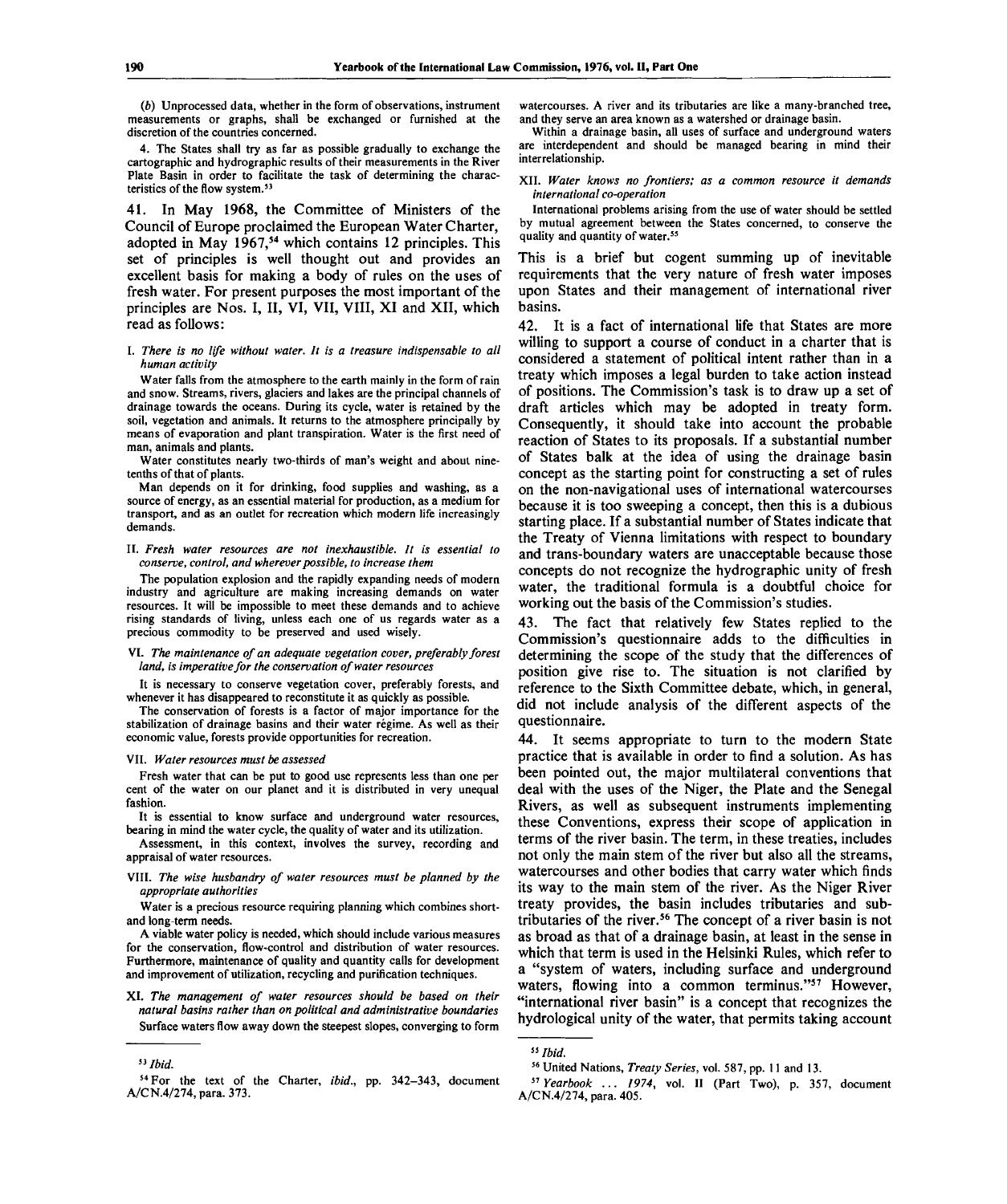(*b*) Unprocessed data, whether in the form of observations, instrument measurements or graphs, shall be exchanged or furnished at the discretion of the countries concerned.

4. The States shall try as far as possible gradually to exchange the cartographic and hydrographic results of their measurements in the River Plate Basin in order to facilitate the task of determining the characteristics of the flow system.[53]

41. In May 1968, the Committee of Ministers of the Council of Europe proclaimed the European Water Charter, adopted in May 1967,[54] which contains 12 principles. This set of principles is well thought out and provides an excellent basis for making a body of rules on the uses of fresh water. For present purposes the most important of the principles are Nos. I, II, VI, VII, VIII, XI and XII, which read as follows:

I. *There is no life without water. It is a treasure indispensable to all human activity*

Water falls from the atmosphere to the earth mainly in the form of rain and snow. Streams, rivers, glaciers and lakes are the principal channels of drainage towards the oceans. During its cycle, water is retained by the soil, vegetation and animals. It returns to the atmosphere principally by means of evaporation and plant transpiration. Water is the first need of man, animals and plants.

Water constitutes nearly two-thirds of man's weight and about nine-tenths of that of plants.

Man depends on it for drinking, food supplies and washing, as a source of energy, as an essential material for production, as a medium for transport, and as an outlet for recreation which modern life increasingly demands.

II. *Fresh water resources are not inexhaustible. It is essential to conserve, control, and wherever possible, to increase them*

The population explosion and the rapidly expanding needs of modern industry and agriculture are making increasing demands on water resources. It will be impossible to meet these demands and to achieve rising standards of living, unless each one of us regards water as a precious commodity to be preserved and used wisely.

VI. *The maintenance of an adequate vegetation cover, preferably forest land, is imperative for the conservation of water resources*

It is necessary to conserve vegetation cover, preferably forests, and whenever it has disappeared to reconstitute it as quickly as possible.

The conservation of forests is a factor of major importance for the stabilization of drainage basins and their water régime. As well as their economic value, forests provide opportunities for recreation.

VII. *Water resources must be assessed*

Fresh water that can be put to good use represents less than one per cent of the water on our planet and it is distributed in very unequal fashion.

It is essential to know surface and underground water resources, bearing in mind the water cycle, the quality of water and its utilization.

Assessment, in this context, involves the survey, recording and appraisal of water resources.

VIII. *The wise husbandry of water resources must be planned by the appropriate authorities*

Water is a precious resource requiring planning which combines short- and long-term needs.

A viable water policy is needed, which should include various measures for the conservation, flow-control and distribution of water resources. Furthermore, maintenance of quality and quantity calls for development and improvement of utilization, recycling and purification techniques.

XI. *The management of water resources should be based on their natural basins rather than on political and administrative boundaries*

Surface waters flow away down the steepest slopes, converging to form watercourses. A river and its tributaries are like a many-branched tree, and they serve an area known as a watershed or drainage basin.

Within a drainage basin, all uses of surface and underground waters are interdependent and should be managed bearing in mind their interrelationship.

XII. *Water knows no frontiers; as a common resource it demands international co-operation*

International problems arising from the use of water should be settled by mutual agreement between the States concerned, to conserve the quality and quantity of water.[55]

This is a brief but cogent summing up of inevitable requirements that the very nature of fresh water imposes upon States and their management of international river basins.

42. It is a fact of international life that States are more willing to support a course of conduct in a charter that is considered a statement of political intent rather than in a treaty which imposes a legal burden to take action instead of positions. The Commission's task is to draw up a set of draft articles which may be adopted in treaty form. Consequently, it should take into account the probable reaction of States to its proposals. If a substantial number of States balk at the idea of using the drainage basin concept as the starting point for constructing a set of rules on the non-navigational uses of international watercourses because it is too sweeping a concept, then this is a dubious starting place. If a substantial number of States indicate that the Treaty of Vienna limitations with respect to boundary and trans-boundary waters are unacceptable because those concepts do not recognize the hydrographic unity of fresh water, the traditional formula is a doubtful choice for working out the basis of the Commission's studies.

43. The fact that relatively few States replied to the Commission's questionnaire adds to the difficulties in determining the scope of the study that the differences of position give rise to. The situation is not clarified by reference to the Sixth Committee debate, which, in general, did not include analysis of the different aspects of the questionnaire.

44. It seems appropriate to turn to the modern State practice that is available in order to find a solution. As has been pointed out, the major multilateral conventions that deal with the uses of the Niger, the Plate and the Senegal Rivers, as well as subsequent instruments implementing these Conventions, express their scope of application in terms of the river basin. The term, in these treaties, includes not only the main stem of the river but also all the streams, watercourses and other bodies that carry water which finds its way to the main stem of the river. As the Niger River treaty provides, the basin includes tributaries and sub-tributaries of the river.[56] The concept of a river basin is not as broad as that of a drainage basin, at least in the sense in which that term is used in the Helsinki Rules, which refer to a "system of waters, including surface and underground waters, flowing into a common terminus."[57] However, "international river basin" is a concept that recognizes the hydrological unity of the water, that permits taking account

---

[53] *Ibid.*

[54] For the text of the Charter, *ibid.*, pp. 342–343, document A/CN.4/274, para. 373.

[55] *Ibid.*

[56] United Nations, *Treaty Series*, vol. 587, pp. 11 and 13.

[57] *Yearbook ... 1974*, vol. II (Part Two), p. 357, document A/CN.4/274, para. 405.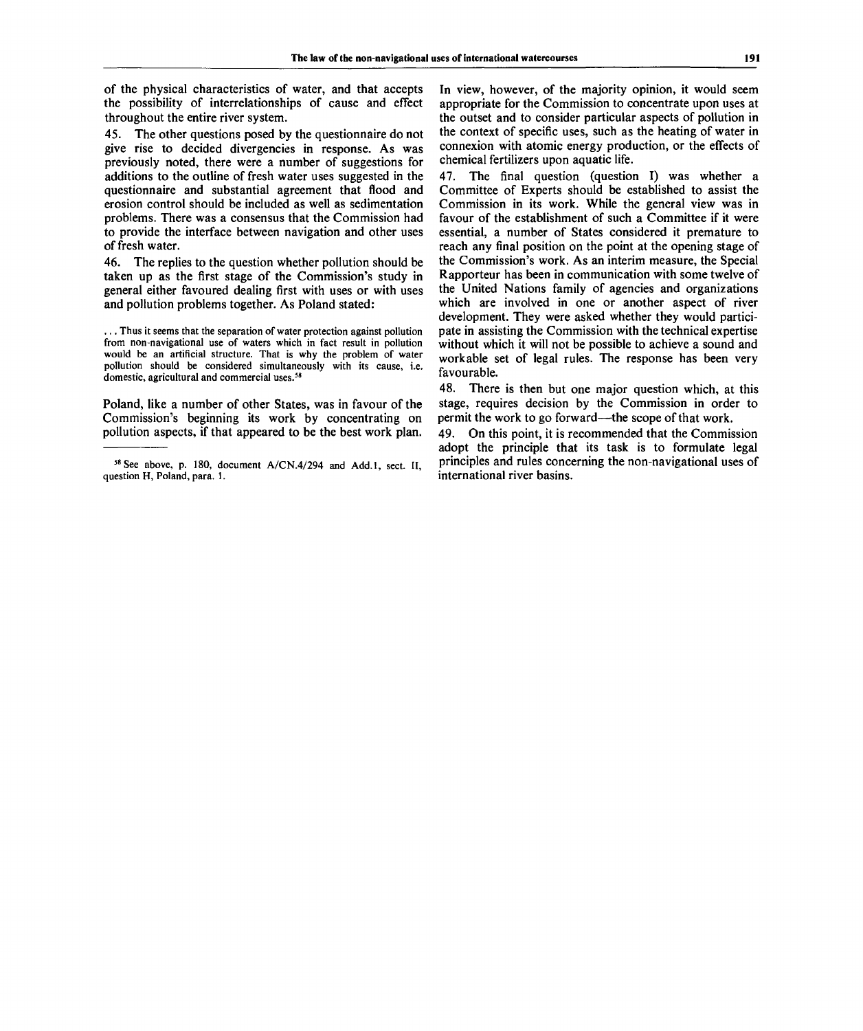of the physical characteristics of water, and that accepts the possibility of interrelationships of cause and effect throughout the entire river system.

45. The other questions posed by the questionnaire do not give rise to decided divergencies in response. As was previously noted, there were a number of suggestions for additions to the outline of fresh water uses suggested in the questionnaire and substantial agreement that flood and erosion control should be included as well as sedimentation problems. There was a consensus that the Commission had to provide the interface between navigation and other uses of fresh water.

46. The replies to the question whether pollution should be taken up as the first stage of the Commission's study in general either favoured dealing first with uses or with uses and pollution problems together. As Poland stated:

> ... Thus it seems that the separation of water protection against pollution from non-navigational use of waters which in fact result in pollution would be an artificial structure. That is why the problem of water pollution should be considered simultaneously with its cause, i.e. domestic, agricultural and commercial uses.[58]

Poland, like a number of other States, was in favour of the Commission's beginning its work by concentrating on pollution aspects, if that appeared to be the best work plan. In view, however, of the majority opinion, it would seem appropriate for the Commission to concentrate upon uses at the outset and to consider particular aspects of pollution in the context of specific uses, such as the heating of water in connexion with atomic energy production, or the effects of chemical fertilizers upon aquatic life.

47. The final question (question I) was whether a Committee of Experts should be established to assist the Commission in its work. While the general view was in favour of the establishment of such a Committee if it were essential, a number of States considered it premature to reach any final position on the point at the opening stage of the Commission's work. As an interim measure, the Special Rapporteur has been in communication with some twelve of the United Nations family of agencies and organizations which are involved in one or another aspect of river development. They were asked whether they would participate in assisting the Commission with the technical expertise without which it will not be possible to achieve a sound and workable set of legal rules. The response has been very favourable.

48. There is then but one major question which, at this stage, requires decision by the Commission in order to permit the work to go forward—the scope of that work.

49. On this point, it is recommended that the Commission adopt the principle that its task is to formulate legal principles and rules concerning the non-navigational uses of international river basins.

---

[58] See above, p. 180, document A/CN.4/294 and Add.1, sect. II, question H, Poland, para. 1.